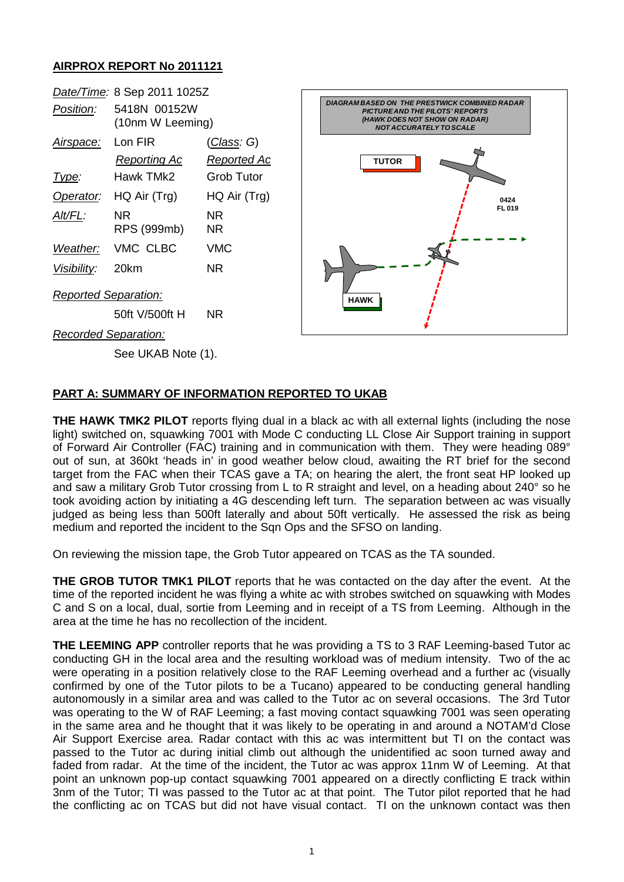**AIRPROX REPORT No 2011121**

| | | |
|---|---|---|
| *Date/Time:* | 8 Sep 2011 1025Z | |
| *Position:* | 5418N 00152W (10nm W Leeming) | |
| *Airspace:* | Lon FIR | (*Class: G*) |
| | *Reporting Ac* | *Reported Ac* |
| *Type:* | Hawk TMk2 | Grob Tutor |
| *Operator:* | HQ Air (Trg) | HQ Air (Trg) |
| *Alt/FL:* | NR<br>RPS (999mb) | NR<br>NR |
| *Weather:* | VMC CLBC | VMC |
| *Visibility:* | 20km | NR |
| *Reported Separation:* | | |
| | 50ft V/500ft H | NR |
| *Recorded Separation:* | | |
| | See UKAB Note (1). | |

DIAGRAM BASED ON THE PRESTWICK COMBINED RADAR PICTURE AND THE PILOTS' REPORTS (HAWK DOES NOT SHOW ON RADAR) NOT ACCURATELY TO SCALE

TUTOR

0424 FL 019

HAWK

**PART A: SUMMARY OF INFORMATION REPORTED TO UKAB**

**THE HAWK TMK2 PILOT** reports flying dual in a black ac with all external lights (including the nose light) switched on, squawking 7001 with Mode C conducting LL Close Air Support training in support of Forward Air Controller (FAC) training and in communication with them. They were heading 089° out of sun, at 360kt 'heads in' in good weather below cloud, awaiting the RT brief for the second target from the FAC when their TCAS gave a TA; on hearing the alert, the front seat HP looked up and saw a military Grob Tutor crossing from L to R straight and level, on a heading about 240° so he took avoiding action by initiating a 4G descending left turn. The separation between ac was visually judged as being less than 500ft laterally and about 50ft vertically. He assessed the risk as being medium and reported the incident to the Sqn Ops and the SFSO on landing.

On reviewing the mission tape, the Grob Tutor appeared on TCAS as the TA sounded.

**THE GROB TUTOR TMK1 PILOT** reports that he was contacted on the day after the event. At the time of the reported incident he was flying a white ac with strobes switched on squawking with Modes C and S on a local, dual, sortie from Leeming and in receipt of a TS from Leeming. Although in the area at the time he has no recollection of the incident.

**THE LEEMING APP** controller reports that he was providing a TS to 3 RAF Leeming-based Tutor ac conducting GH in the local area and the resulting workload was of medium intensity. Two of the ac were operating in a position relatively close to the RAF Leeming overhead and a further ac (visually confirmed by one of the Tutor pilots to be a Tucano) appeared to be conducting general handling autonomously in a similar area and was called to the Tutor ac on several occasions. The 3rd Tutor was operating to the W of RAF Leeming; a fast moving contact squawking 7001 was seen operating in the same area and he thought that it was likely to be operating in and around a NOTAM'd Close Air Support Exercise area. Radar contact with this ac was intermittent but TI on the contact was passed to the Tutor ac during initial climb out although the unidentified ac soon turned away and faded from radar. At the time of the incident, the Tutor ac was approx 11nm W of Leeming. At that point an unknown pop-up contact squawking 7001 appeared on a directly conflicting E track within 3nm of the Tutor; TI was passed to the Tutor ac at that point. The Tutor pilot reported that he had the conflicting ac on TCAS but did not have visual contact. TI on the unknown contact was then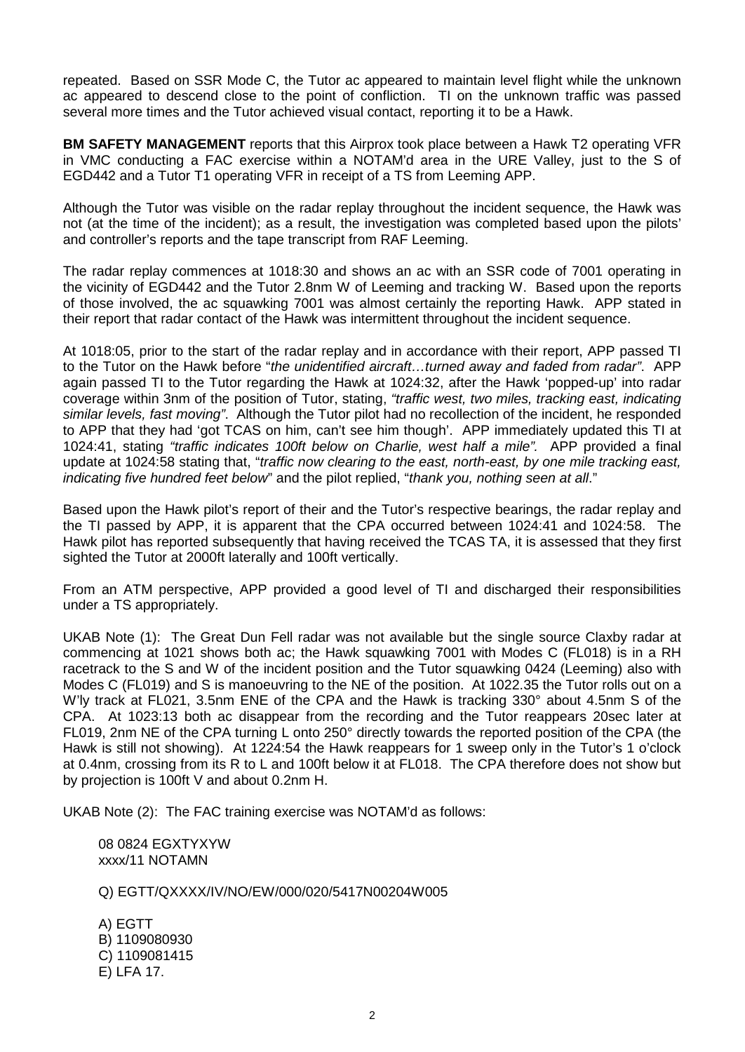repeated. Based on SSR Mode C, the Tutor ac appeared to maintain level flight while the unknown ac appeared to descend close to the point of confliction. TI on the unknown traffic was passed several more times and the Tutor achieved visual contact, reporting it to be a Hawk.

**BM SAFETY MANAGEMENT** reports that this Airprox took place between a Hawk T2 operating VFR in VMC conducting a FAC exercise within a NOTAM'd area in the URE Valley, just to the S of EGD442 and a Tutor T1 operating VFR in receipt of a TS from Leeming APP.

Although the Tutor was visible on the radar replay throughout the incident sequence, the Hawk was not (at the time of the incident); as a result, the investigation was completed based upon the pilots' and controller's reports and the tape transcript from RAF Leeming.

The radar replay commences at 1018:30 and shows an ac with an SSR code of 7001 operating in the vicinity of EGD442 and the Tutor 2.8nm W of Leeming and tracking W. Based upon the reports of those involved, the ac squawking 7001 was almost certainly the reporting Hawk. APP stated in their report that radar contact of the Hawk was intermittent throughout the incident sequence.

At 1018:05, prior to the start of the radar replay and in accordance with their report, APP passed TI to the Tutor on the Hawk before "*the unidentified aircraft…turned away and faded from radar"*. APP again passed TI to the Tutor regarding the Hawk at 1024:32, after the Hawk 'popped-up' into radar coverage within 3nm of the position of Tutor, stating, *"traffic west, two miles, tracking east, indicating similar levels, fast moving"*. Although the Tutor pilot had no recollection of the incident, he responded to APP that they had 'got TCAS on him, can't see him though'. APP immediately updated this TI at 1024:41, stating *"traffic indicates 100ft below on Charlie, west half a mile".* APP provided a final update at 1024:58 stating that, "*traffic now clearing to the east, north-east, by one mile tracking east, indicating five hundred feet below*" and the pilot replied, "*thank you, nothing seen at all*."

Based upon the Hawk pilot's report of their and the Tutor's respective bearings, the radar replay and the TI passed by APP, it is apparent that the CPA occurred between 1024:41 and 1024:58. The Hawk pilot has reported subsequently that having received the TCAS TA, it is assessed that they first sighted the Tutor at 2000ft laterally and 100ft vertically.

From an ATM perspective, APP provided a good level of TI and discharged their responsibilities under a TS appropriately.

UKAB Note (1): The Great Dun Fell radar was not available but the single source Claxby radar at commencing at 1021 shows both ac; the Hawk squawking 7001 with Modes C (FL018) is in a RH racetrack to the S and W of the incident position and the Tutor squawking 0424 (Leeming) also with Modes C (FL019) and S is manoeuvring to the NE of the position. At 1022.35 the Tutor rolls out on a W'ly track at FL021, 3.5nm ENE of the CPA and the Hawk is tracking 330° about 4.5nm S of the CPA. At 1023:13 both ac disappear from the recording and the Tutor reappears 20sec later at FL019, 2nm NE of the CPA turning L onto 250° directly towards the reported position of the CPA (the Hawk is still not showing). At 1224:54 the Hawk reappears for 1 sweep only in the Tutor's 1 o'clock at 0.4nm, crossing from its R to L and 100ft below it at FL018. The CPA therefore does not show but by projection is 100ft V and about 0.2nm H.

UKAB Note (2): The FAC training exercise was NOTAM'd as follows:

```
08 0824 EGXTYXYW
xxxx/11 NOTAMN

Q) EGTT/QXXXX/IV/NO/EW/000/020/5417N00204W005

A) EGTT
B) 1109080930
C) 1109081415
E) LFA 17.
```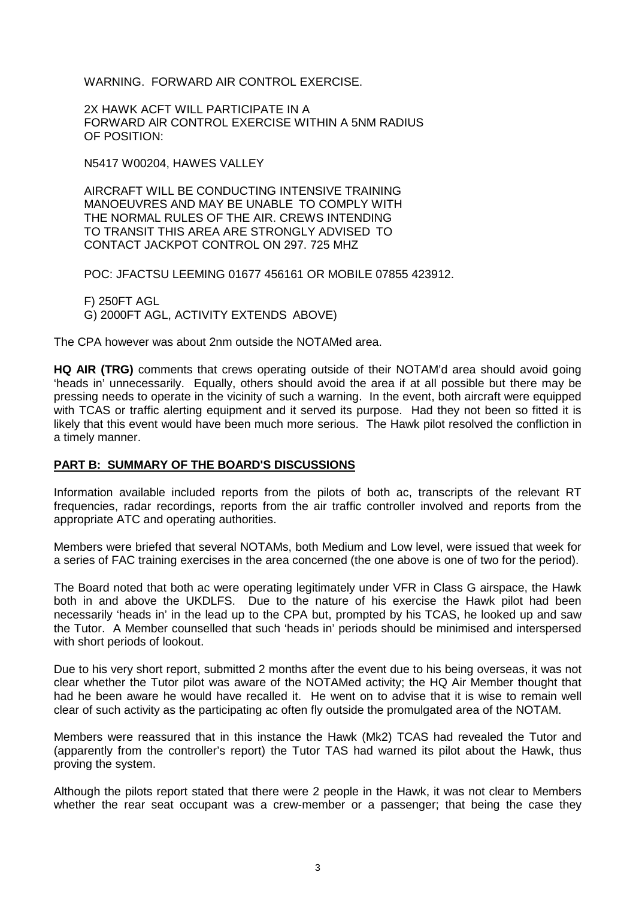WARNING. FORWARD AIR CONTROL EXERCISE.

2X HAWK ACFT WILL PARTICIPATE IN A FORWARD AIR CONTROL EXERCISE WITHIN A 5NM RADIUS OF POSITION:

N5417 W00204, HAWES VALLEY

AIRCRAFT WILL BE CONDUCTING INTENSIVE TRAINING MANOEUVRES AND MAY BE UNABLE TO COMPLY WITH THE NORMAL RULES OF THE AIR. CREWS INTENDING TO TRANSIT THIS AREA ARE STRONGLY ADVISED TO CONTACT JACKPOT CONTROL ON 297. 725 MHZ

POC: JFACTSU LEEMING 01677 456161 OR MOBILE 07855 423912.

F) 250FT AGL
G) 2000FT AGL, ACTIVITY EXTENDS ABOVE)

The CPA however was about 2nm outside the NOTAMed area.

**HQ AIR (TRG)** comments that crews operating outside of their NOTAM'd area should avoid going 'heads in' unnecessarily. Equally, others should avoid the area if at all possible but there may be pressing needs to operate in the vicinity of such a warning. In the event, both aircraft were equipped with TCAS or traffic alerting equipment and it served its purpose. Had they not been so fitted it is likely that this event would have been much more serious. The Hawk pilot resolved the confliction in a timely manner.

## PART B: SUMMARY OF THE BOARD'S DISCUSSIONS

Information available included reports from the pilots of both ac, transcripts of the relevant RT frequencies, radar recordings, reports from the air traffic controller involved and reports from the appropriate ATC and operating authorities.

Members were briefed that several NOTAMs, both Medium and Low level, were issued that week for a series of FAC training exercises in the area concerned (the one above is one of two for the period).

The Board noted that both ac were operating legitimately under VFR in Class G airspace, the Hawk both in and above the UKDLFS. Due to the nature of his exercise the Hawk pilot had been necessarily 'heads in' in the lead up to the CPA but, prompted by his TCAS, he looked up and saw the Tutor. A Member counselled that such 'heads in' periods should be minimised and interspersed with short periods of lookout.

Due to his very short report, submitted 2 months after the event due to his being overseas, it was not clear whether the Tutor pilot was aware of the NOTAMed activity; the HQ Air Member thought that had he been aware he would have recalled it. He went on to advise that it is wise to remain well clear of such activity as the participating ac often fly outside the promulgated area of the NOTAM.

Members were reassured that in this instance the Hawk (Mk2) TCAS had revealed the Tutor and (apparently from the controller's report) the Tutor TAS had warned its pilot about the Hawk, thus proving the system.

Although the pilots report stated that there were 2 people in the Hawk, it was not clear to Members whether the rear seat occupant was a crew-member or a passenger; that being the case they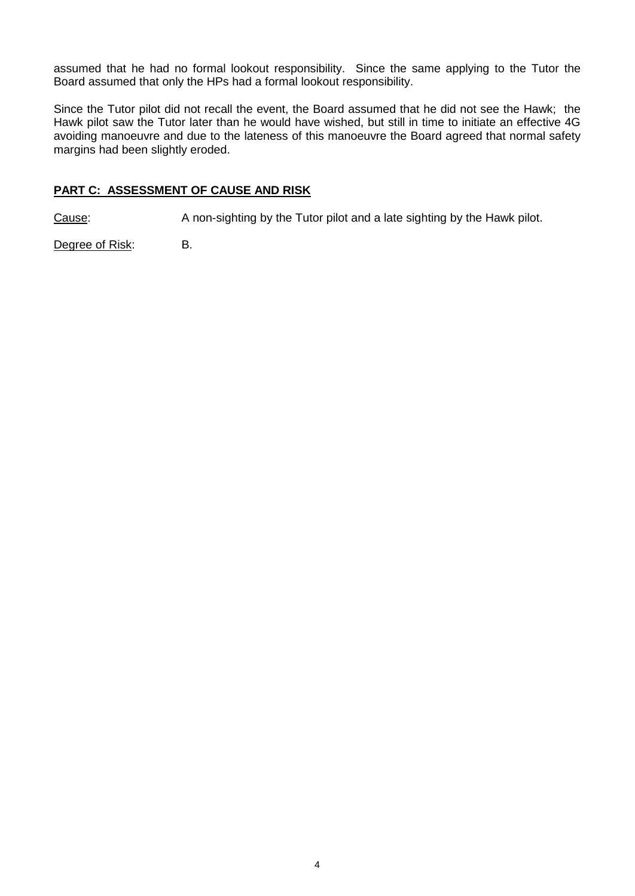assumed that he had no formal lookout responsibility. Since the same applying to the Tutor the Board assumed that only the HPs had a formal lookout responsibility.

Since the Tutor pilot did not recall the event, the Board assumed that he did not see the Hawk; the Hawk pilot saw the Tutor later than he would have wished, but still in time to initiate an effective 4G avoiding manoeuvre and due to the lateness of this manoeuvre the Board agreed that normal safety margins had been slightly eroded.

## PART C: ASSESSMENT OF CAUSE AND RISK

Cause: A non-sighting by the Tutor pilot and a late sighting by the Hawk pilot.

Degree of Risk: B.